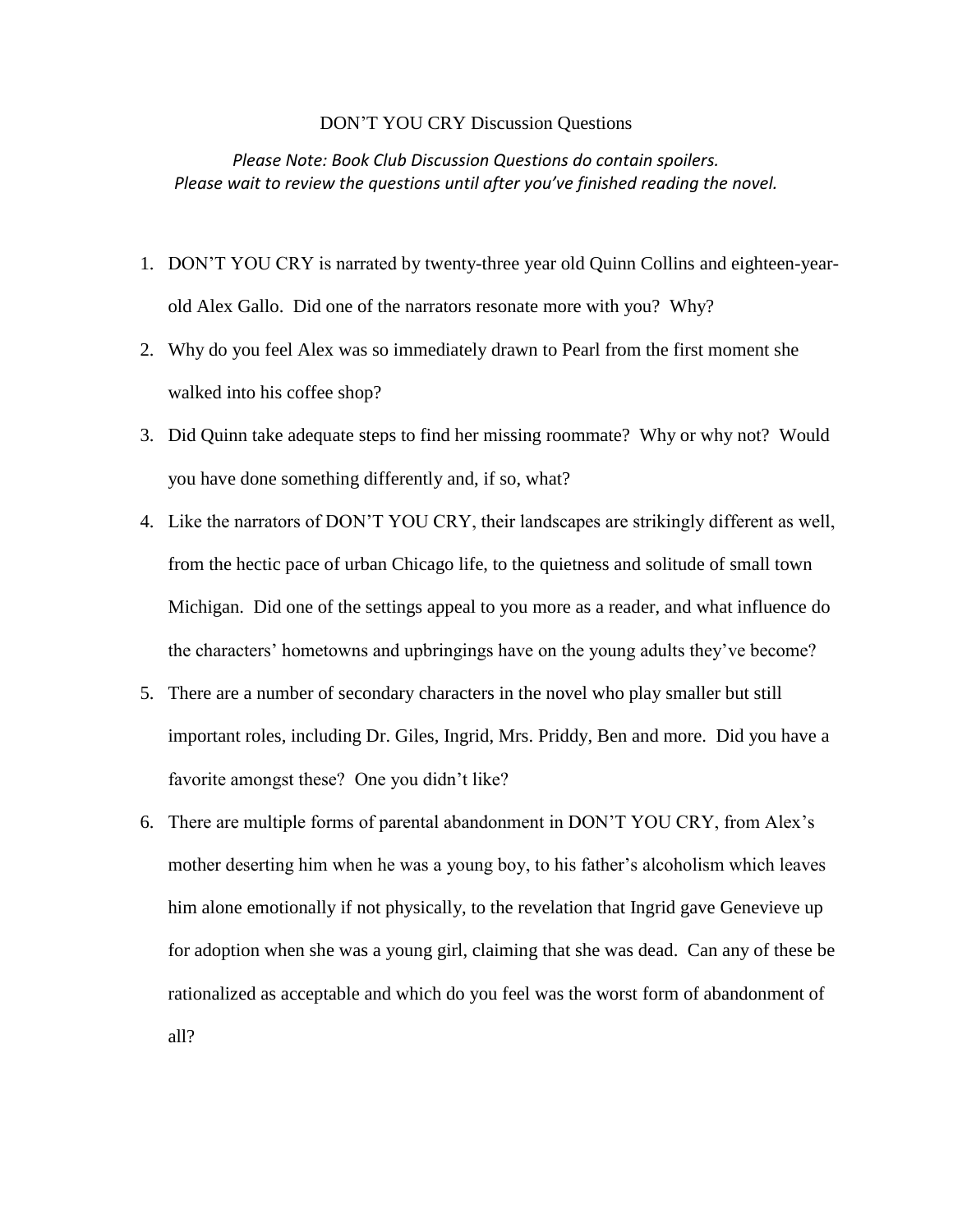# DON'T YOU CRY Discussion Questions

*Please Note: Book Club Discussion Questions do contain spoilers.*
*Please wait to review the questions until after you've finished reading the novel.*

1. DON'T YOU CRY is narrated by twenty-three year old Quinn Collins and eighteen-year-old Alex Gallo. Did one of the narrators resonate more with you? Why?
2. Why do you feel Alex was so immediately drawn to Pearl from the first moment she walked into his coffee shop?
3. Did Quinn take adequate steps to find her missing roommate? Why or why not? Would you have done something differently and, if so, what?
4. Like the narrators of DON'T YOU CRY, their landscapes are strikingly different as well, from the hectic pace of urban Chicago life, to the quietness and solitude of small town Michigan. Did one of the settings appeal to you more as a reader, and what influence do the characters' hometowns and upbringings have on the young adults they've become?
5. There are a number of secondary characters in the novel who play smaller but still important roles, including Dr. Giles, Ingrid, Mrs. Priddy, Ben and more. Did you have a favorite amongst these? One you didn't like?
6. There are multiple forms of parental abandonment in DON'T YOU CRY, from Alex's mother deserting him when he was a young boy, to his father's alcoholism which leaves him alone emotionally if not physically, to the revelation that Ingrid gave Genevieve up for adoption when she was a young girl, claiming that she was dead. Can any of these be rationalized as acceptable and which do you feel was the worst form of abandonment of all?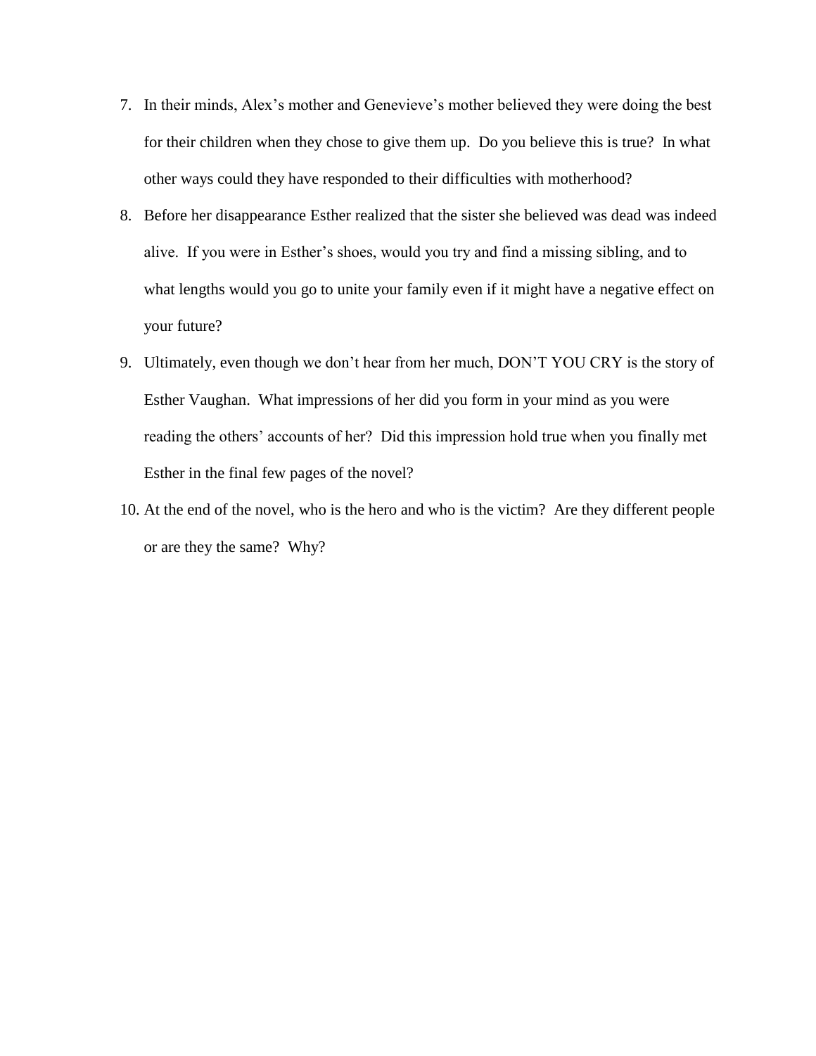7. In their minds, Alex's mother and Genevieve's mother believed they were doing the best for their children when they chose to give them up. Do you believe this is true? In what other ways could they have responded to their difficulties with motherhood?
8. Before her disappearance Esther realized that the sister she believed was dead was indeed alive. If you were in Esther's shoes, would you try and find a missing sibling, and to what lengths would you go to unite your family even if it might have a negative effect on your future?
9. Ultimately, even though we don't hear from her much, DON'T YOU CRY is the story of Esther Vaughan. What impressions of her did you form in your mind as you were reading the others' accounts of her? Did this impression hold true when you finally met Esther in the final few pages of the novel?
10. At the end of the novel, who is the hero and who is the victim? Are they different people or are they the same? Why?